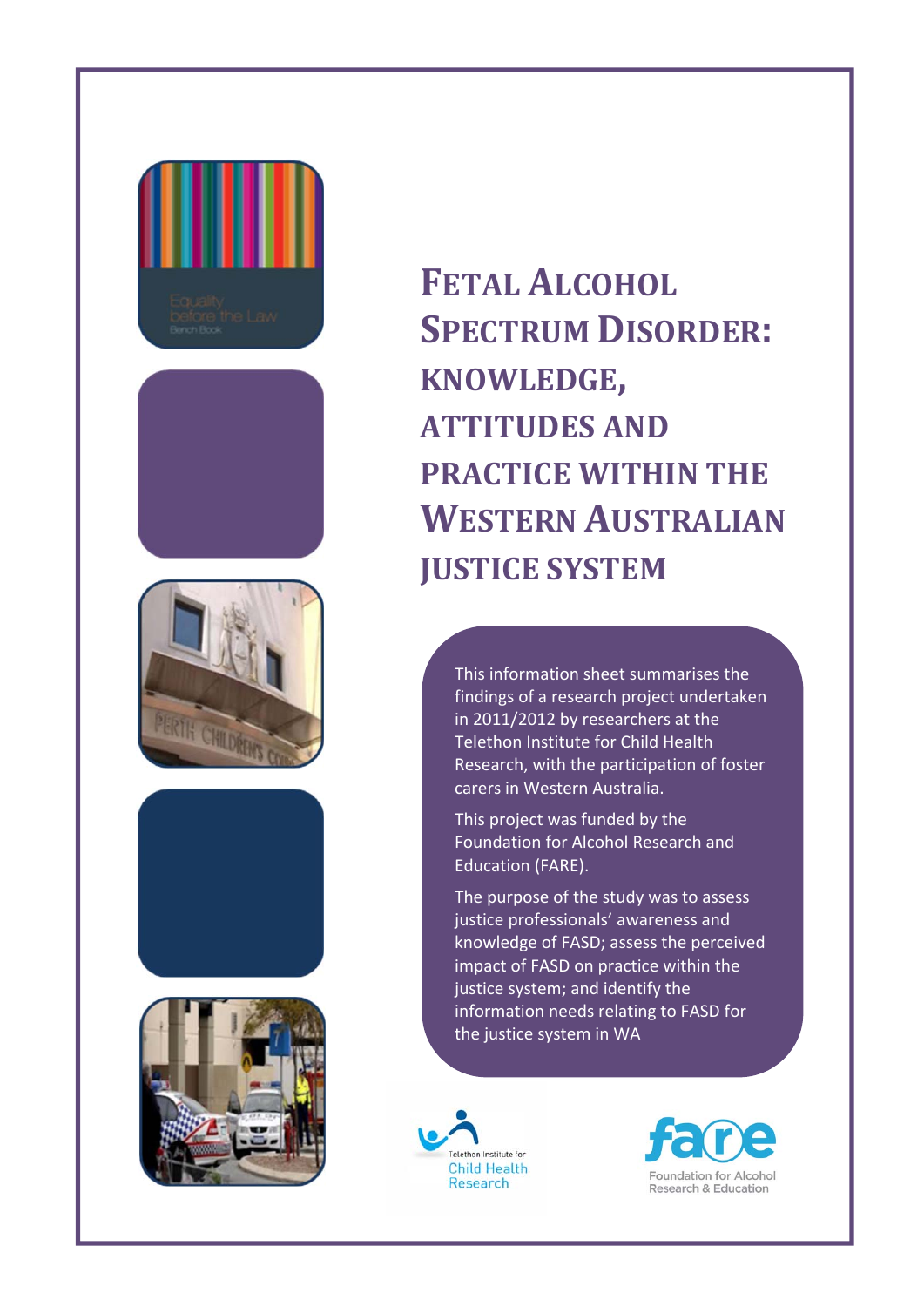# Fetal Alcohol Spectrum Disorder: knowledge, attitudes and practice within the Western Australian justice system

This information sheet summarises the findings of a research project undertaken in 2011/2012 by researchers at the Telethon Institute for Child Health Research, with the participation of foster carers in Western Australia.

This project was funded by the Foundation for Alcohol Research and Education (FARE).

The purpose of the study was to assess justice professionals' awareness and knowledge of FASD; assess the perceived impact of FASD on practice within the justice system; and identify the information needs relating to FASD for the justice system in WA

Telethon Institute for Child Health Research

fare Foundation for Alcohol Research & Education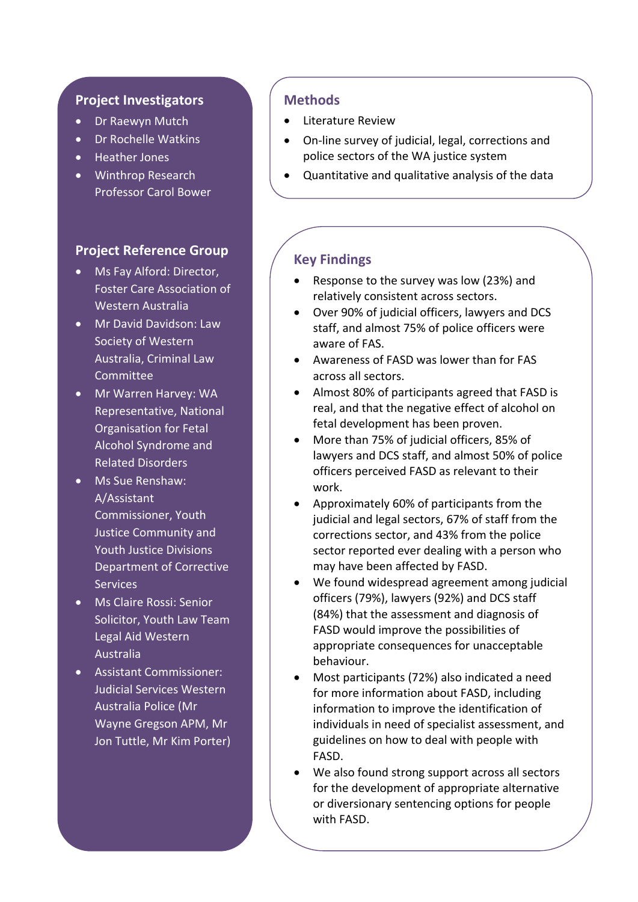## Project Investigators

- Dr Raewyn Mutch
- Dr Rochelle Watkins
- Heather Jones
- Winthrop Research Professor Carol Bower

## Project Reference Group

- Ms Fay Alford: Director, Foster Care Association of Western Australia
- Mr David Davidson: Law Society of Western Australia, Criminal Law Committee
- Mr Warren Harvey: WA Representative, National Organisation for Fetal Alcohol Syndrome and Related Disorders
- Ms Sue Renshaw: A/Assistant Commissioner, Youth Justice Community and Youth Justice Divisions Department of Corrective Services
- Ms Claire Rossi: Senior Solicitor, Youth Law Team Legal Aid Western Australia
- Assistant Commissioner: Judicial Services Western Australia Police (Mr Wayne Gregson APM, Mr Jon Tuttle, Mr Kim Porter)

## Methods

- Literature Review
- On-line survey of judicial, legal, corrections and police sectors of the WA justice system
- Quantitative and qualitative analysis of the data

## Key Findings

- Response to the survey was low (23%) and relatively consistent across sectors.
- Over 90% of judicial officers, lawyers and DCS staff, and almost 75% of police officers were aware of FAS.
- Awareness of FASD was lower than for FAS across all sectors.
- Almost 80% of participants agreed that FASD is real, and that the negative effect of alcohol on fetal development has been proven.
- More than 75% of judicial officers, 85% of lawyers and DCS staff, and almost 50% of police officers perceived FASD as relevant to their work.
- Approximately 60% of participants from the judicial and legal sectors, 67% of staff from the corrections sector, and 43% from the police sector reported ever dealing with a person who may have been affected by FASD.
- We found widespread agreement among judicial officers (79%), lawyers (92%) and DCS staff (84%) that the assessment and diagnosis of FASD would improve the possibilities of appropriate consequences for unacceptable behaviour.
- Most participants (72%) also indicated a need for more information about FASD, including information to improve the identification of individuals in need of specialist assessment, and guidelines on how to deal with people with FASD.
- We also found strong support across all sectors for the development of appropriate alternative or diversionary sentencing options for people with FASD.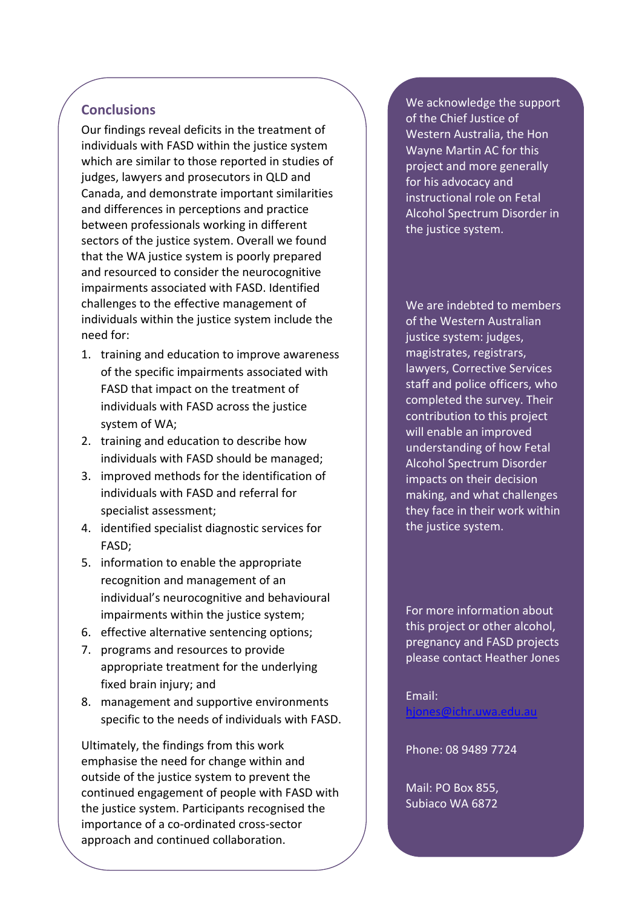## Conclusions

Our findings reveal deficits in the treatment of individuals with FASD within the justice system which are similar to those reported in studies of judges, lawyers and prosecutors in QLD and Canada, and demonstrate important similarities and differences in perceptions and practice between professionals working in different sectors of the justice system. Overall we found that the WA justice system is poorly prepared and resourced to consider the neurocognitive impairments associated with FASD. Identified challenges to the effective management of individuals within the justice system include the need for:

1. training and education to improve awareness of the specific impairments associated with FASD that impact on the treatment of individuals with FASD across the justice system of WA;
2. training and education to describe how individuals with FASD should be managed;
3. improved methods for the identification of individuals with FASD and referral for specialist assessment;
4. identified specialist diagnostic services for FASD;
5. information to enable the appropriate recognition and management of an individual's neurocognitive and behavioural impairments within the justice system;
6. effective alternative sentencing options;
7. programs and resources to provide appropriate treatment for the underlying fixed brain injury; and
8. management and supportive environments specific to the needs of individuals with FASD.

Ultimately, the findings from this work emphasise the need for change within and outside of the justice system to prevent the continued engagement of people with FASD with the justice system. Participants recognised the importance of a co-ordinated cross-sector approach and continued collaboration.

We acknowledge the support of the Chief Justice of Western Australia, the Hon Wayne Martin AC for this project and more generally for his advocacy and instructional role on Fetal Alcohol Spectrum Disorder in the justice system.

We are indebted to members of the Western Australian justice system: judges, magistrates, registrars, lawyers, Corrective Services staff and police officers, who completed the survey. Their contribution to this project will enable an improved understanding of how Fetal Alcohol Spectrum Disorder impacts on their decision making, and what challenges they face in their work within the justice system.

For more information about this project or other alcohol, pregnancy and FASD projects please contact Heather Jones

Email: hjones@ichr.uwa.edu.au

Phone: 08 9489 7724

Mail: PO Box 855,
Subiaco WA 6872